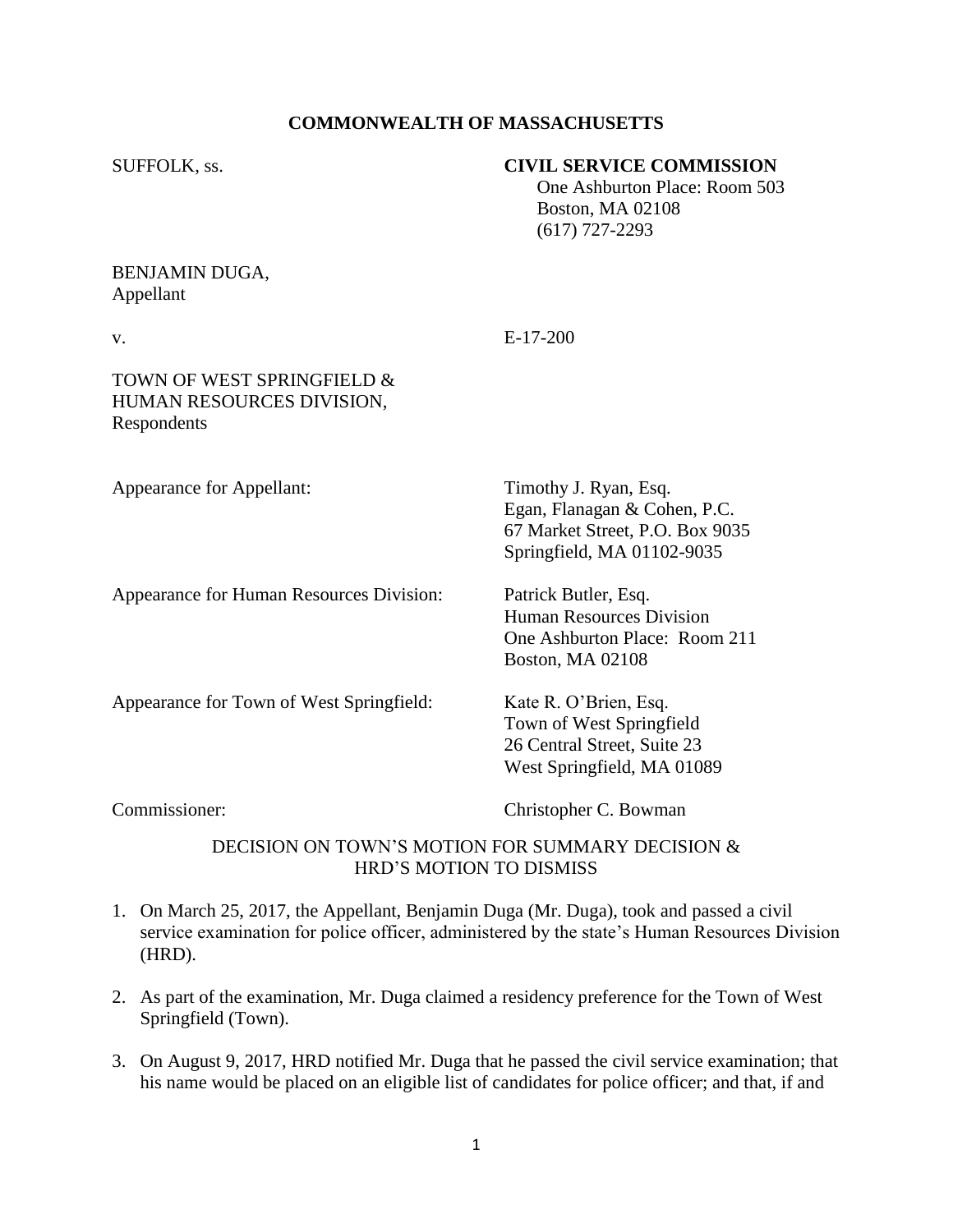**COMMONWEALTH OF MASSACHUSETTS**

SUFFOLK, ss.

**CIVIL SERVICE COMMISSION**
One Ashburton Place: Room 503
Boston, MA 02108
(617) 727-2293

BENJAMIN DUGA,
Appellant

v. E-17-200

TOWN OF WEST SPRINGFIELD &
HUMAN RESOURCES DIVISION,
Respondents

Appearance for Appellant: Timothy J. Ryan, Esq.
Egan, Flanagan & Cohen, P.C.
67 Market Street, P.O. Box 9035
Springfield, MA 01102-9035

Appearance for Human Resources Division: Patrick Butler, Esq.
Human Resources Division
One Ashburton Place: Room 211
Boston, MA 02108

Appearance for Town of West Springfield: Kate R. O'Brien, Esq.
Town of West Springfield
26 Central Street, Suite 23
West Springfield, MA 01089

Commissioner: Christopher C. Bowman

DECISION ON TOWN'S MOTION FOR SUMMARY DECISION &
HRD'S MOTION TO DISMISS

1. On March 25, 2017, the Appellant, Benjamin Duga (Mr. Duga), took and passed a civil service examination for police officer, administered by the state's Human Resources Division (HRD).

2. As part of the examination, Mr. Duga claimed a residency preference for the Town of West Springfield (Town).

3. On August 9, 2017, HRD notified Mr. Duga that he passed the civil service examination; that his name would be placed on an eligible list of candidates for police officer; and that, if and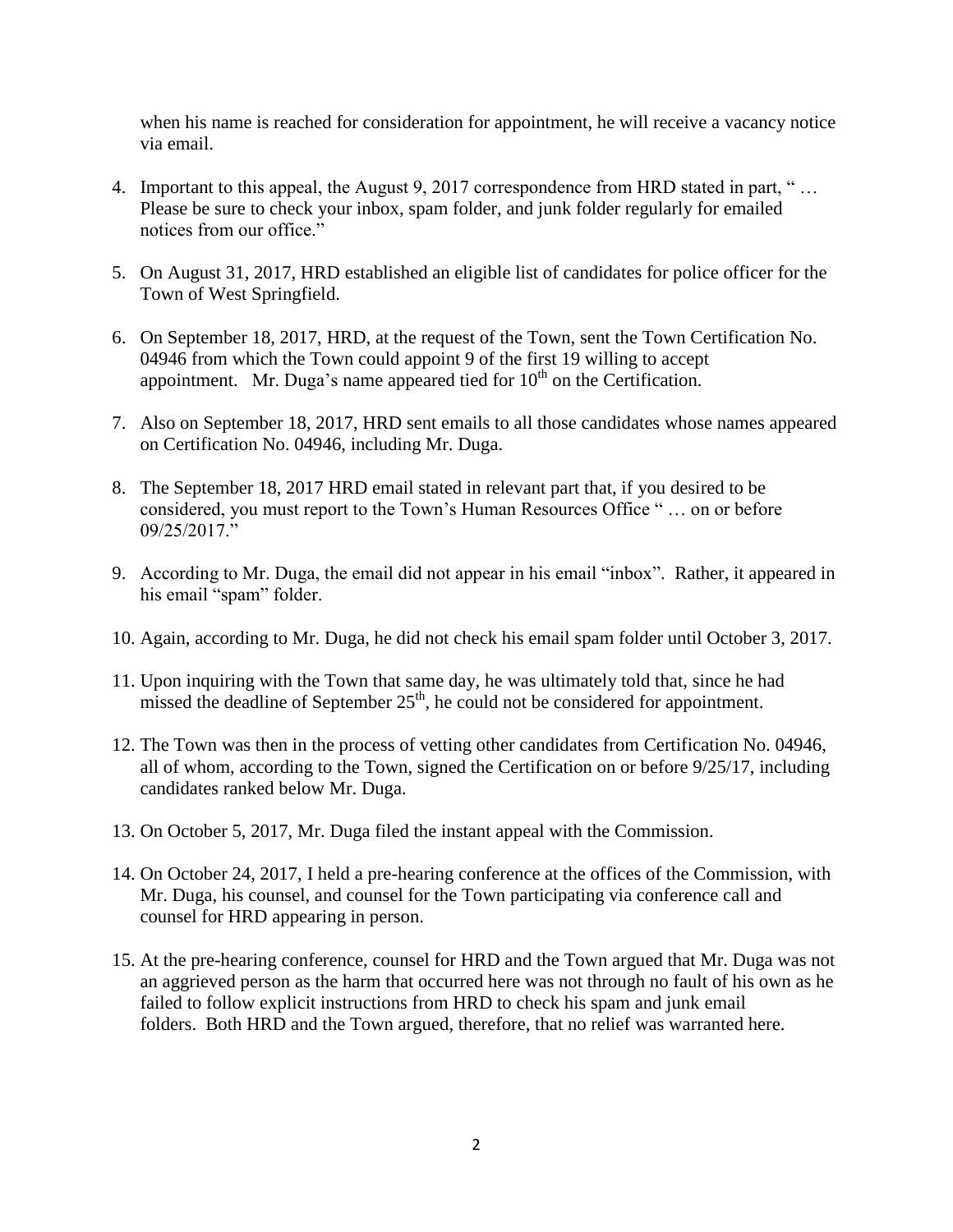when his name is reached for consideration for appointment, he will receive a vacancy notice via email.

4. Important to this appeal, the August 9, 2017 correspondence from HRD stated in part, " … Please be sure to check your inbox, spam folder, and junk folder regularly for emailed notices from our office."

5. On August 31, 2017, HRD established an eligible list of candidates for police officer for the Town of West Springfield.

6. On September 18, 2017, HRD, at the request of the Town, sent the Town Certification No. 04946 from which the Town could appoint 9 of the first 19 willing to accept appointment. Mr. Duga's name appeared tied for 10th on the Certification.

7. Also on September 18, 2017, HRD sent emails to all those candidates whose names appeared on Certification No. 04946, including Mr. Duga.

8. The September 18, 2017 HRD email stated in relevant part that, if you desired to be considered, you must report to the Town's Human Resources Office " … on or before 09/25/2017."

9. According to Mr. Duga, the email did not appear in his email "inbox". Rather, it appeared in his email "spam" folder.

10. Again, according to Mr. Duga, he did not check his email spam folder until October 3, 2017.

11. Upon inquiring with the Town that same day, he was ultimately told that, since he had missed the deadline of September 25th, he could not be considered for appointment.

12. The Town was then in the process of vetting other candidates from Certification No. 04946, all of whom, according to the Town, signed the Certification on or before 9/25/17, including candidates ranked below Mr. Duga.

13. On October 5, 2017, Mr. Duga filed the instant appeal with the Commission.

14. On October 24, 2017, I held a pre-hearing conference at the offices of the Commission, with Mr. Duga, his counsel, and counsel for the Town participating via conference call and counsel for HRD appearing in person.

15. At the pre-hearing conference, counsel for HRD and the Town argued that Mr. Duga was not an aggrieved person as the harm that occurred here was not through no fault of his own as he failed to follow explicit instructions from HRD to check his spam and junk email folders. Both HRD and the Town argued, therefore, that no relief was warranted here.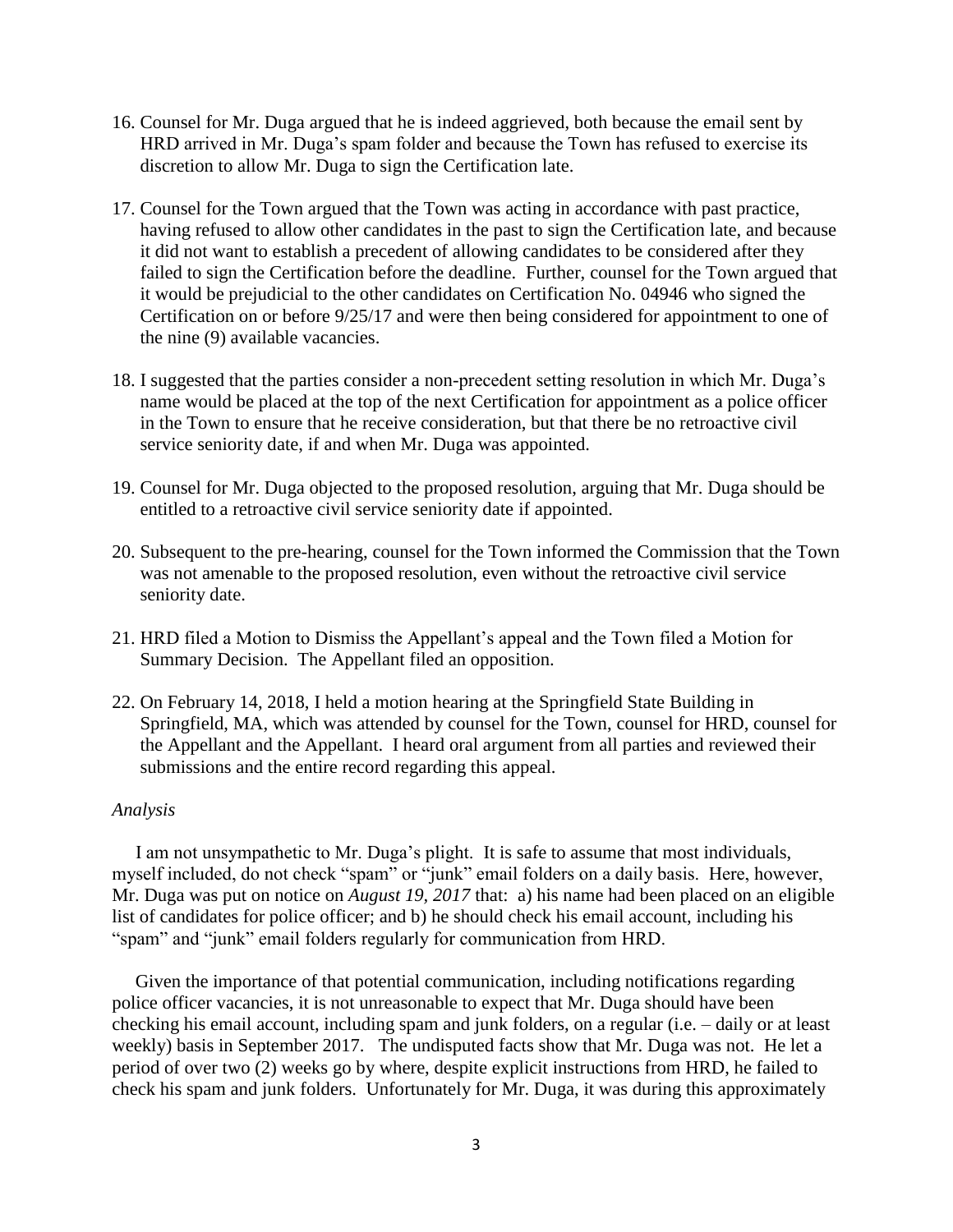16. Counsel for Mr. Duga argued that he is indeed aggrieved, both because the email sent by HRD arrived in Mr. Duga's spam folder and because the Town has refused to exercise its discretion to allow Mr. Duga to sign the Certification late.

17. Counsel for the Town argued that the Town was acting in accordance with past practice, having refused to allow other candidates in the past to sign the Certification late, and because it did not want to establish a precedent of allowing candidates to be considered after they failed to sign the Certification before the deadline. Further, counsel for the Town argued that it would be prejudicial to the other candidates on Certification No. 04946 who signed the Certification on or before 9/25/17 and were then being considered for appointment to one of the nine (9) available vacancies.

18. I suggested that the parties consider a non-precedent setting resolution in which Mr. Duga's name would be placed at the top of the next Certification for appointment as a police officer in the Town to ensure that he receive consideration, but that there be no retroactive civil service seniority date, if and when Mr. Duga was appointed.

19. Counsel for Mr. Duga objected to the proposed resolution, arguing that Mr. Duga should be entitled to a retroactive civil service seniority date if appointed.

20. Subsequent to the pre-hearing, counsel for the Town informed the Commission that the Town was not amenable to the proposed resolution, even without the retroactive civil service seniority date.

21. HRD filed a Motion to Dismiss the Appellant's appeal and the Town filed a Motion for Summary Decision. The Appellant filed an opposition.

22. On February 14, 2018, I held a motion hearing at the Springfield State Building in Springfield, MA, which was attended by counsel for the Town, counsel for HRD, counsel for the Appellant and the Appellant. I heard oral argument from all parties and reviewed their submissions and the entire record regarding this appeal.

*Analysis*

I am not unsympathetic to Mr. Duga's plight. It is safe to assume that most individuals, myself included, do not check "spam" or "junk" email folders on a daily basis. Here, however, Mr. Duga was put on notice on *August 19, 2017* that: a) his name had been placed on an eligible list of candidates for police officer; and b) he should check his email account, including his "spam" and "junk" email folders regularly for communication from HRD.

Given the importance of that potential communication, including notifications regarding police officer vacancies, it is not unreasonable to expect that Mr. Duga should have been checking his email account, including spam and junk folders, on a regular (i.e. – daily or at least weekly) basis in September 2017. The undisputed facts show that Mr. Duga was not. He let a period of over two (2) weeks go by where, despite explicit instructions from HRD, he failed to check his spam and junk folders. Unfortunately for Mr. Duga, it was during this approximately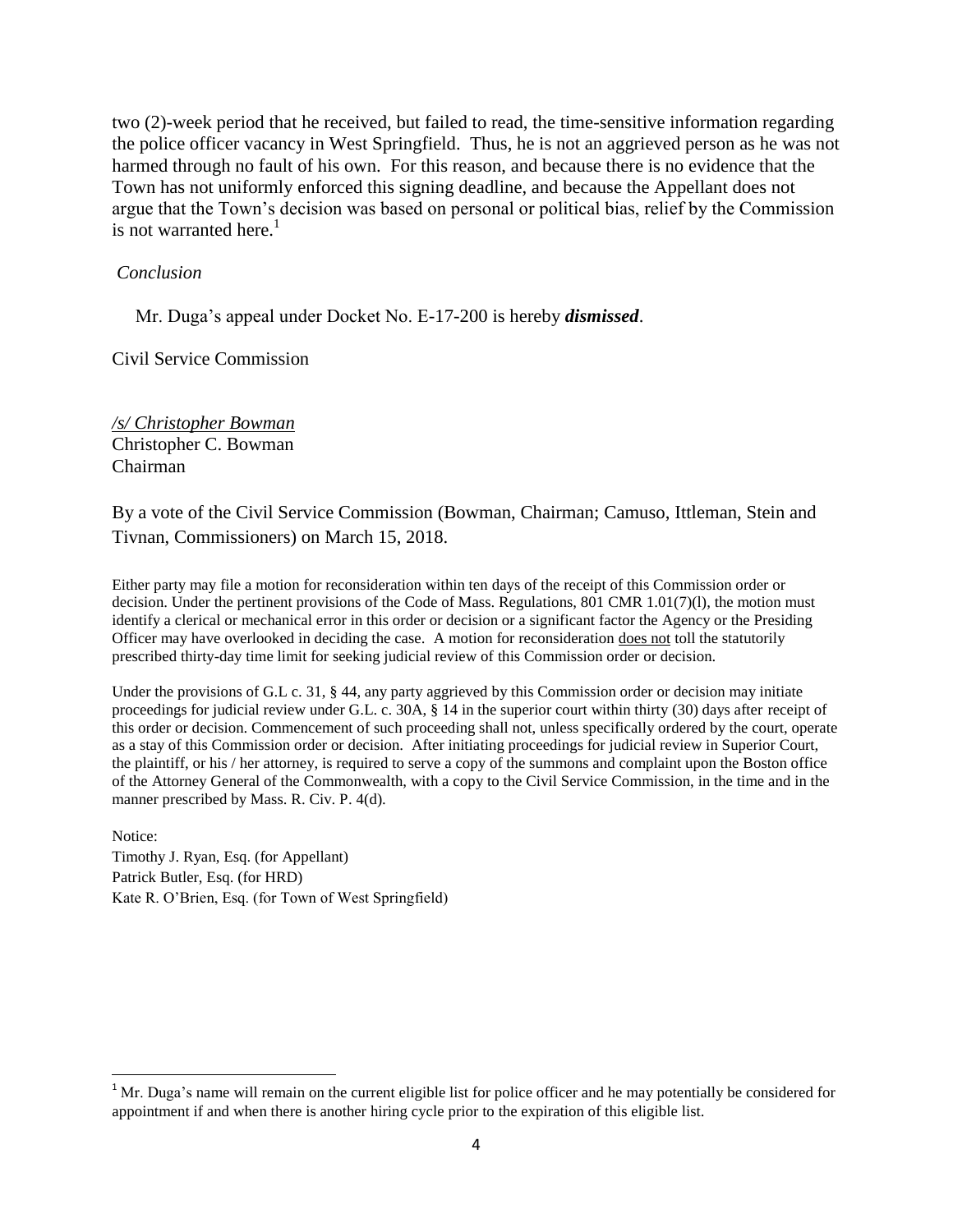two (2)-week period that he received, but failed to read, the time-sensitive information regarding the police officer vacancy in West Springfield. Thus, he is not an aggrieved person as he was not harmed through no fault of his own. For this reason, and because there is no evidence that the Town has not uniformly enforced this signing deadline, and because the Appellant does not argue that the Town's decision was based on personal or political bias, relief by the Commission is not warranted here.[1]

*Conclusion*

Mr. Duga's appeal under Docket No. E-17-200 is hereby ***dismissed***.

Civil Service Commission

*/s/ Christopher Bowman*
Christopher C. Bowman
Chairman

By a vote of the Civil Service Commission (Bowman, Chairman; Camuso, Ittleman, Stein and Tivnan, Commissioners) on March 15, 2018.

Either party may file a motion for reconsideration within ten days of the receipt of this Commission order or decision. Under the pertinent provisions of the Code of Mass. Regulations, 801 CMR 1.01(7)(l), the motion must identify a clerical or mechanical error in this order or decision or a significant factor the Agency or the Presiding Officer may have overlooked in deciding the case. A motion for reconsideration does not toll the statutorily prescribed thirty-day time limit for seeking judicial review of this Commission order or decision.

Under the provisions of G.L c. 31, § 44, any party aggrieved by this Commission order or decision may initiate proceedings for judicial review under G.L. c. 30A, § 14 in the superior court within thirty (30) days after receipt of this order or decision. Commencement of such proceeding shall not, unless specifically ordered by the court, operate as a stay of this Commission order or decision. After initiating proceedings for judicial review in Superior Court, the plaintiff, or his / her attorney, is required to serve a copy of the summons and complaint upon the Boston office of the Attorney General of the Commonwealth, with a copy to the Civil Service Commission, in the time and in the manner prescribed by Mass. R. Civ. P. 4(d).

Notice:
Timothy J. Ryan, Esq. (for Appellant)
Patrick Butler, Esq. (for HRD)
Kate R. O'Brien, Esq. (for Town of West Springfield)

[1] Mr. Duga's name will remain on the current eligible list for police officer and he may potentially be considered for appointment if and when there is another hiring cycle prior to the expiration of this eligible list.